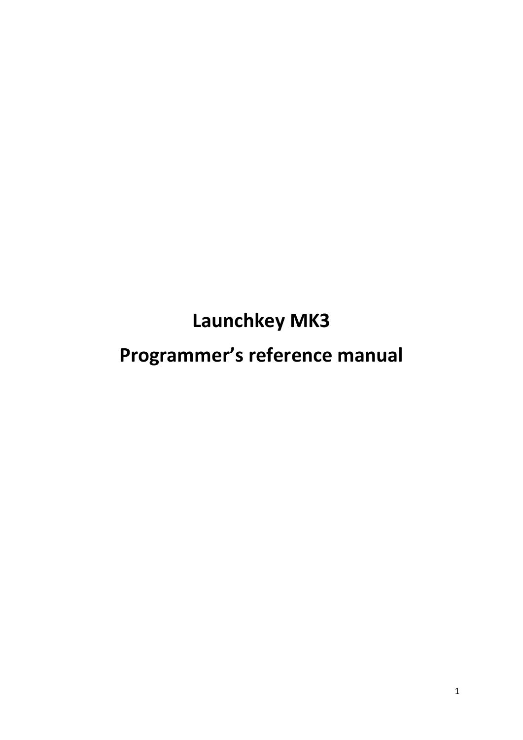# Launchkey MK3

# Programmer's reference manual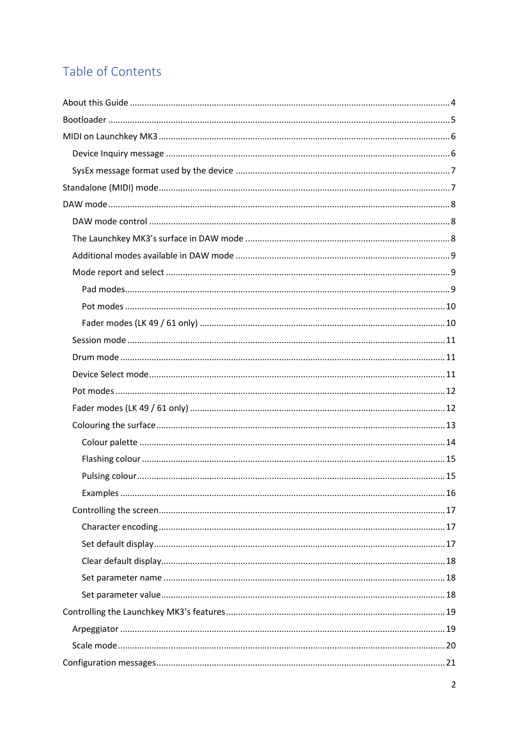# Table of Contents

- About this Guide ..... 4
- Bootloader ..... 5
- MIDI on Launchkey MK3 ..... 6
  - Device Inquiry message ..... 6
  - SysEx message format used by the device ..... 7
- Standalone (MIDI) mode ..... 7
- DAW mode ..... 8
  - DAW mode control ..... 8
  - The Launchkey MK3's surface in DAW mode ..... 8
  - Additional modes available in DAW mode ..... 9
  - Mode report and select ..... 9
    - Pad modes ..... 9
    - Pot modes ..... 10
    - Fader modes (LK 49 / 61 only) ..... 10
  - Session mode ..... 11
  - Drum mode ..... 11
  - Device Select mode ..... 11
  - Pot modes ..... 12
  - Fader modes (LK 49 / 61 only) ..... 12
  - Colouring the surface ..... 13
    - Colour palette ..... 14
    - Flashing colour ..... 15
    - Pulsing colour ..... 15
    - Examples ..... 16
  - Controlling the screen ..... 17
    - Character encoding ..... 17
    - Set default display ..... 17
    - Clear default display ..... 18
    - Set parameter name ..... 18
    - Set parameter value ..... 18
- Controlling the Launchkey MK3's features ..... 19
  - Arpeggiator ..... 19
  - Scale mode ..... 20
- Configuration messages ..... 21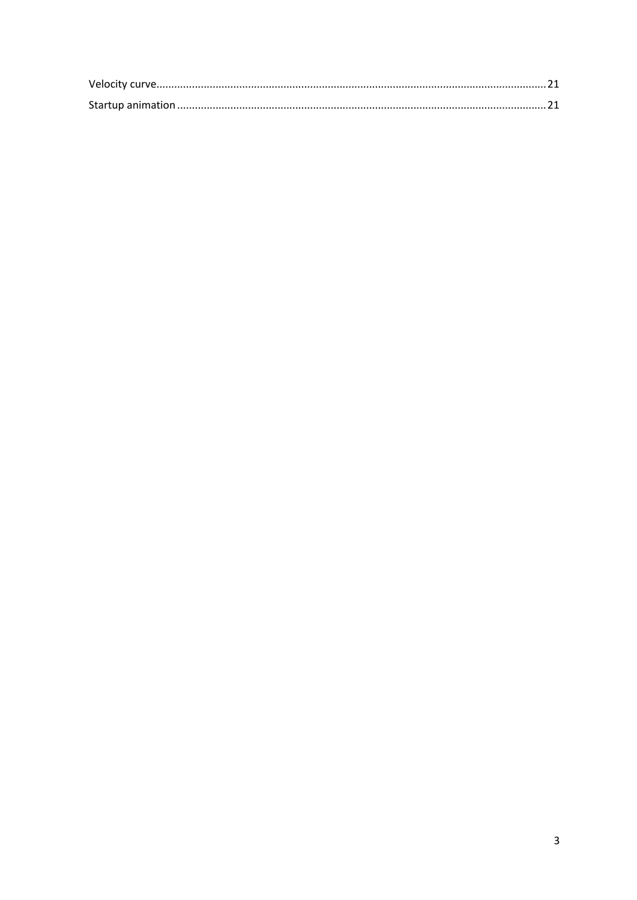Velocity curve........................................................................................................................21

Startup animation....................................................................................................................21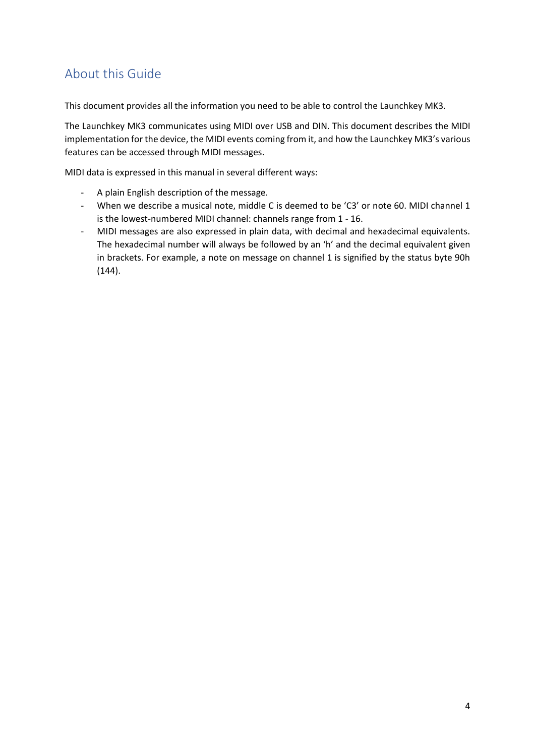## About this Guide

This document provides all the information you need to be able to control the Launchkey MK3.

The Launchkey MK3 communicates using MIDI over USB and DIN. This document describes the MIDI implementation for the device, the MIDI events coming from it, and how the Launchkey MK3's various features can be accessed through MIDI messages.

MIDI data is expressed in this manual in several different ways:

- A plain English description of the message.
- When we describe a musical note, middle C is deemed to be 'C3' or note 60. MIDI channel 1 is the lowest-numbered MIDI channel: channels range from 1 - 16.
- MIDI messages are also expressed in plain data, with decimal and hexadecimal equivalents. The hexadecimal number will always be followed by an 'h' and the decimal equivalent given in brackets. For example, a note on message on channel 1 is signified by the status byte 90h (144).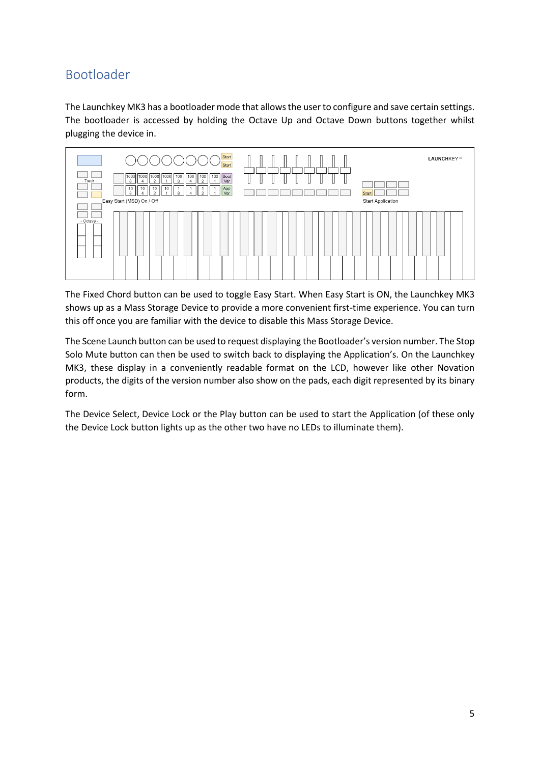## Bootloader

The Launchkey MK3 has a bootloader mode that allows the user to configure and save certain settings. The bootloader is accessed by holding the Octave Up and Octave Down buttons together whilst plugging the device in.

The Fixed Chord button can be used to toggle Easy Start. When Easy Start is ON, the Launchkey MK3 shows up as a Mass Storage Device to provide a more convenient first-time experience. You can turn this off once you are familiar with the device to disable this Mass Storage Device.

The Scene Launch button can be used to request displaying the Bootloader's version number. The Stop Solo Mute button can then be used to switch back to displaying the Application's. On the Launchkey MK3, these display in a conveniently readable format on the LCD, however like other Novation products, the digits of the version number also show on the pads, each digit represented by its binary form.

The Device Select, Device Lock or the Play button can be used to start the Application (of these only the Device Lock button lights up as the other two have no LEDs to illuminate them).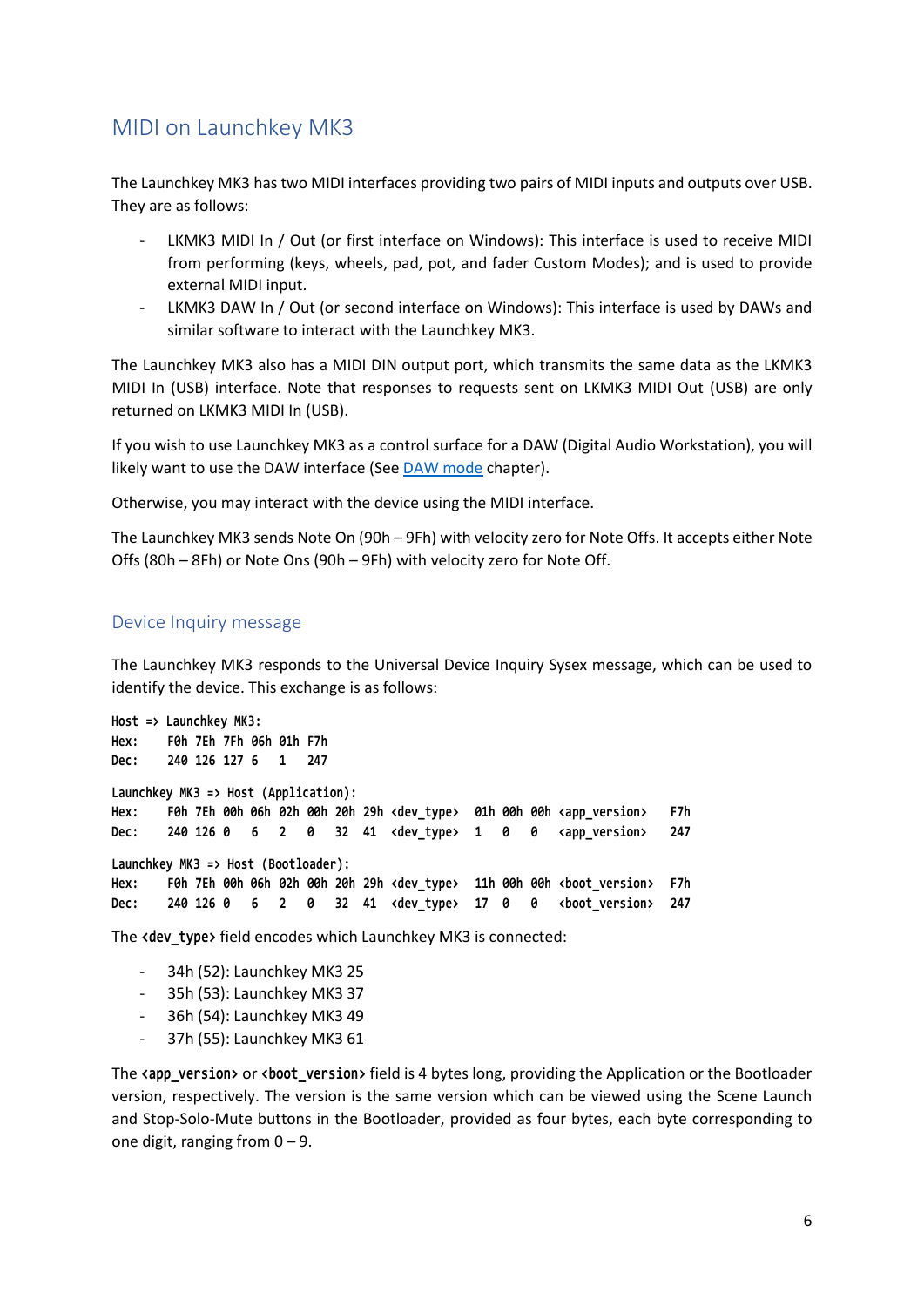## MIDI on Launchkey MK3

The Launchkey MK3 has two MIDI interfaces providing two pairs of MIDI inputs and outputs over USB. They are as follows:

- LKMK3 MIDI In / Out (or first interface on Windows): This interface is used to receive MIDI from performing (keys, wheels, pad, pot, and fader Custom Modes); and is used to provide external MIDI input.
- LKMK3 DAW In / Out (or second interface on Windows): This interface is used by DAWs and similar software to interact with the Launchkey MK3.

The Launchkey MK3 also has a MIDI DIN output port, which transmits the same data as the LKMK3 MIDI In (USB) interface. Note that responses to requests sent on LKMK3 MIDI Out (USB) are only returned on LKMK3 MIDI In (USB).

If you wish to use Launchkey MK3 as a control surface for a DAW (Digital Audio Workstation), you will likely want to use the DAW interface (See DAW mode chapter).

Otherwise, you may interact with the device using the MIDI interface.

The Launchkey MK3 sends Note On (90h – 9Fh) with velocity zero for Note Offs. It accepts either Note Offs (80h – 8Fh) or Note Ons (90h – 9Fh) with velocity zero for Note Off.

### Device Inquiry message

The Launchkey MK3 responds to the Universal Device Inquiry Sysex message, which can be used to identify the device. This exchange is as follows:

```
Host => Launchkey MK3:
Hex:    F0h 7Eh 7Fh 06h 01h F7h
Dec:    240 126 127 6   1   247

Launchkey MK3 => Host (Application):
Hex:    F0h 7Eh 00h 06h 02h 00h 20h 29h <dev_type>  01h 00h 00h <app_version>   F7h
Dec:    240 126 0   6   2   0   32  41  <dev_type>  1   0   0   <app_version>   247

Launchkey MK3 => Host (Bootloader):
Hex:    F0h 7Eh 00h 06h 02h 00h 20h 29h <dev_type>  11h 00h 00h <boot_version>  F7h
Dec:    240 126 0   6   2   0   32  41  <dev_type>  17  0   0   <boot_version>  247
```

The **<dev_type>** field encodes which Launchkey MK3 is connected:

- 34h (52): Launchkey MK3 25
- 35h (53): Launchkey MK3 37
- 36h (54): Launchkey MK3 49
- 37h (55): Launchkey MK3 61

The **<app_version>** or **<boot_version>** field is 4 bytes long, providing the Application or the Bootloader version, respectively. The version is the same version which can be viewed using the Scene Launch and Stop-Solo-Mute buttons in the Bootloader, provided as four bytes, each byte corresponding to one digit, ranging from 0 – 9.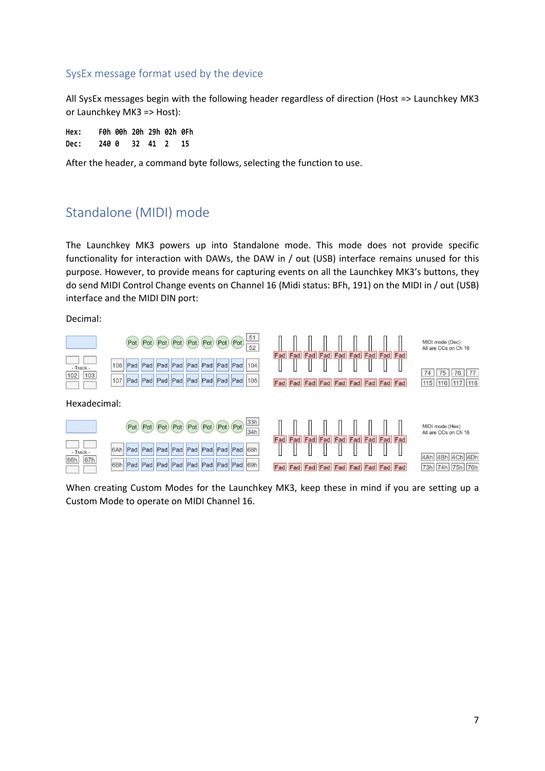### SysEx message format used by the device

All SysEx messages begin with the following header regardless of direction (Host => Launchkey MK3 or Launchkey MK3 => Host):

```
Hex:    F0h 00h 20h 29h 02h 0Fh
Dec:    240 0   32  41  2   15
```

After the header, a command byte follows, selecting the function to use.

## Standalone (MIDI) mode

The Launchkey MK3 powers up into Standalone mode. This mode does not provide specific functionality for interaction with DAWs, the DAW in / out (USB) interface remains unused for this purpose. However, to provide means for capturing events on all the Launchkey MK3's buttons, they do send MIDI Control Change events on Channel 16 (Midi status: BFh, 191) on the MIDI in / out (USB) interface and the MIDI DIN port:

Decimal:

MIDI mode (Dec)
All are CCs on Ch 16

| Track ◄ | Track ► | | | | | | | | | | |
|---|---|---|---|---|---|---|---|---|---|---|---|
| | | Pot | Pot | Pot | Pot | Pot | Pot | Pot | Pot | 51 / 52 | |
| 102 | 103 | 106 | Pad | Pad | Pad | Pad | Pad | Pad | Pad | Pad | 104 |
| | | 107 | Pad | Pad | Pad | Pad | Pad | Pad | Pad | Pad | 105 |

| | | | |
|---|---|---|---|
| 74 | 75 | 76 | 77 |
| 115 | 116 | 117 | 118 |

Hexadecimal:

MIDI mode (Hex)
All are CCs on Ch 16

| Track ◄ | Track ► | | | | | | | | | | |
|---|---|---|---|---|---|---|---|---|---|---|---|
| | | Pot | Pot | Pot | Pot | Pot | Pot | Pot | Pot | 33h / 34h | |
| 66h | 67h | 6Ah | Pad | Pad | Pad | Pad | Pad | Pad | Pad | Pad | 68h |
| | | 6Bh | Pad | Pad | Pad | Pad | Pad | Pad | Pad | Pad | 69h |

| | | | |
|---|---|---|---|
| 4Ah | 4Bh | 4Ch | 4Dh |
| 73h | 74h | 75h | 76h |

When creating Custom Modes for the Launchkey MK3, keep these in mind if you are setting up a Custom Mode to operate on MIDI Channel 16.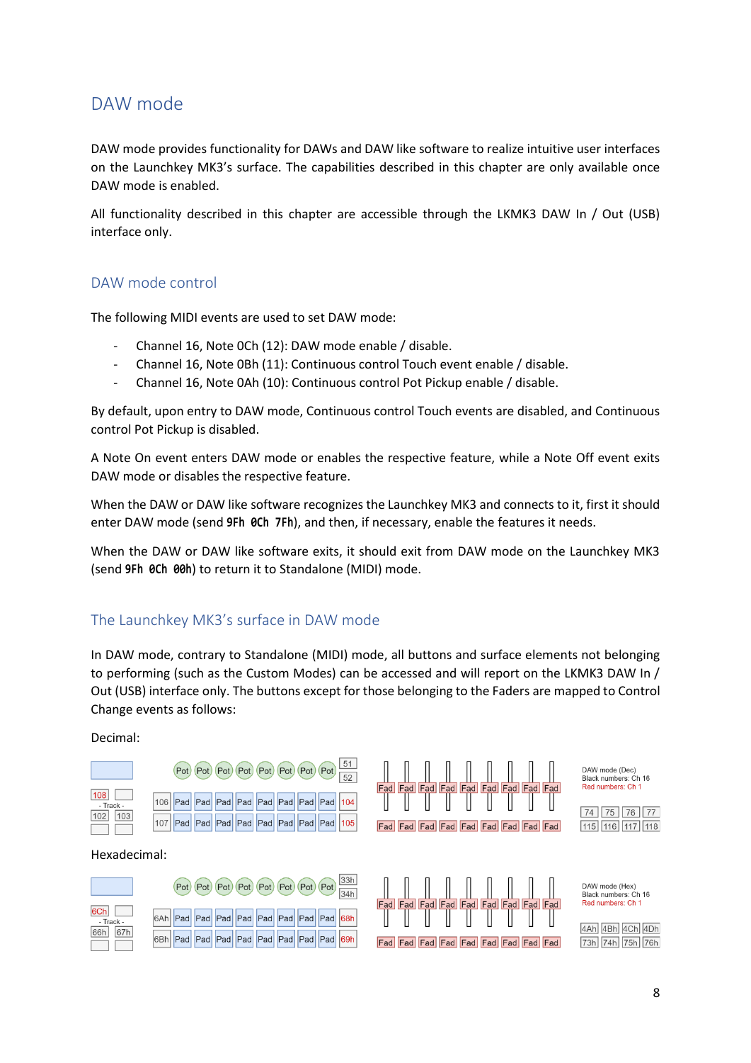## DAW mode

DAW mode provides functionality for DAWs and DAW like software to realize intuitive user interfaces on the Launchkey MK3's surface. The capabilities described in this chapter are only available once DAW mode is enabled.

All functionality described in this chapter are accessible through the LKMK3 DAW In / Out (USB) interface only.

### DAW mode control

The following MIDI events are used to set DAW mode:

- Channel 16, Note 0Ch (12): DAW mode enable / disable.
- Channel 16, Note 0Bh (11): Continuous control Touch event enable / disable.
- Channel 16, Note 0Ah (10): Continuous control Pot Pickup enable / disable.

By default, upon entry to DAW mode, Continuous control Touch events are disabled, and Continuous control Pot Pickup is disabled.

A Note On event enters DAW mode or enables the respective feature, while a Note Off event exits DAW mode or disables the respective feature.

When the DAW or DAW like software recognizes the Launchkey MK3 and connects to it, first it should enter DAW mode (send `9Fh 0Ch 7Fh`), and then, if necessary, enable the features it needs.

When the DAW or DAW like software exits, it should exit from DAW mode on the Launchkey MK3 (send `9Fh 0Ch 00h`) to return it to Standalone (MIDI) mode.

### The Launchkey MK3's surface in DAW mode

In DAW mode, contrary to Standalone (MIDI) mode, all buttons and surface elements not belonging to performing (such as the Custom Modes) can be accessed and will report on the LKMK3 DAW In / Out (USB) interface only. The buttons except for those belonging to the Faders are mapped to Control Change events as follows:

Decimal:

DAW mode (Dec)
Black numbers: Ch 16
Red numbers: Ch 1

| | | | | | | | | | | |
|---|---|---|---|---|---|---|---|---|---|---|
| | | Pot | Pot | Pot | Pot | Pot | Pot | Pot | Pot | 51 / 52 |
| 108 (red) | | 106 | Pad | Pad | Pad | Pad | Pad | Pad | Pad | Pad | 104 (red) |
| - Track - | | | | | | | | | | |
| 102 | 103 | 107 | Pad | Pad | Pad | Pad | Pad | Pad | Pad | Pad | 105 (red) |

Faders (9): Fad ×9 (red); Fader buttons: Fad ×9 (red). Right buttons: 74, 75, 76, 77 / 115, 116, 117, 118.

Hexadecimal:

DAW mode (Hex)
Black numbers: Ch 16
Red numbers: Ch 1

| | | | | | | | | | | |
|---|---|---|---|---|---|---|---|---|---|---|
| | | Pot | Pot | Pot | Pot | Pot | Pot | Pot | Pot | 33h / 34h |
| 6Ch (red) | | 6Ah | Pad | Pad | Pad | Pad | Pad | Pad | Pad | Pad | 68h (red) |
| - Track - | | | | | | | | | | |
| 66h | 67h | 6Bh | Pad | Pad | Pad | Pad | Pad | Pad | Pad | Pad | 69h (red) |

Faders (9): Fad ×9 (red); Fader buttons: Fad ×9 (red). Right buttons: 4Ah, 4Bh, 4Ch, 4Dh / 73h, 74h, 75h, 76h.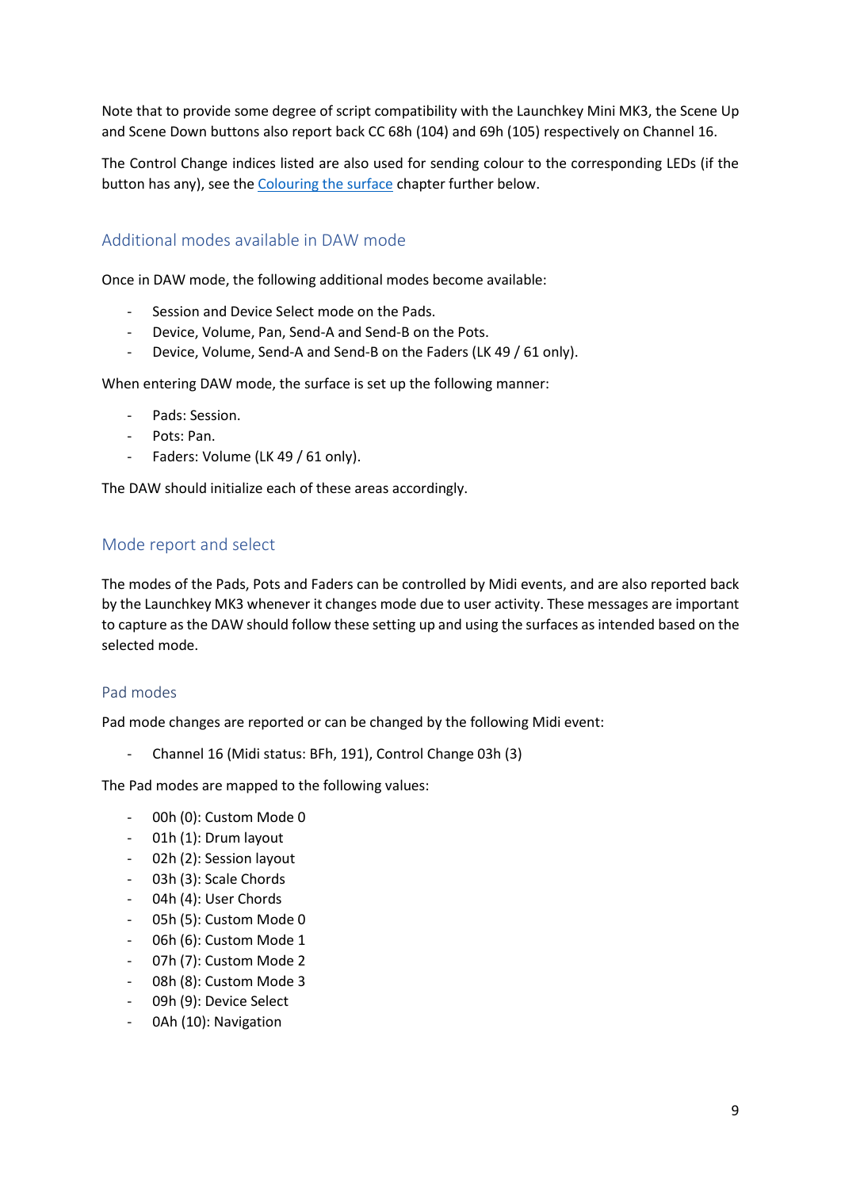Note that to provide some degree of script compatibility with the Launchkey Mini MK3, the Scene Up and Scene Down buttons also report back CC 68h (104) and 69h (105) respectively on Channel 16.

The Control Change indices listed are also used for sending colour to the corresponding LEDs (if the button has any), see the [Colouring the surface](#) chapter further below.

## Additional modes available in DAW mode

Once in DAW mode, the following additional modes become available:

- Session and Device Select mode on the Pads.
- Device, Volume, Pan, Send-A and Send-B on the Pots.
- Device, Volume, Send-A and Send-B on the Faders (LK 49 / 61 only).

When entering DAW mode, the surface is set up the following manner:

- Pads: Session.
- Pots: Pan.
- Faders: Volume (LK 49 / 61 only).

The DAW should initialize each of these areas accordingly.

## Mode report and select

The modes of the Pads, Pots and Faders can be controlled by Midi events, and are also reported back by the Launchkey MK3 whenever it changes mode due to user activity. These messages are important to capture as the DAW should follow these setting up and using the surfaces as intended based on the selected mode.

### Pad modes

Pad mode changes are reported or can be changed by the following Midi event:

- Channel 16 (Midi status: BFh, 191), Control Change 03h (3)

The Pad modes are mapped to the following values:

- 00h (0): Custom Mode 0
- 01h (1): Drum layout
- 02h (2): Session layout
- 03h (3): Scale Chords
- 04h (4): User Chords
- 05h (5): Custom Mode 0
- 06h (6): Custom Mode 1
- 07h (7): Custom Mode 2
- 08h (8): Custom Mode 3
- 09h (9): Device Select
- 0Ah (10): Navigation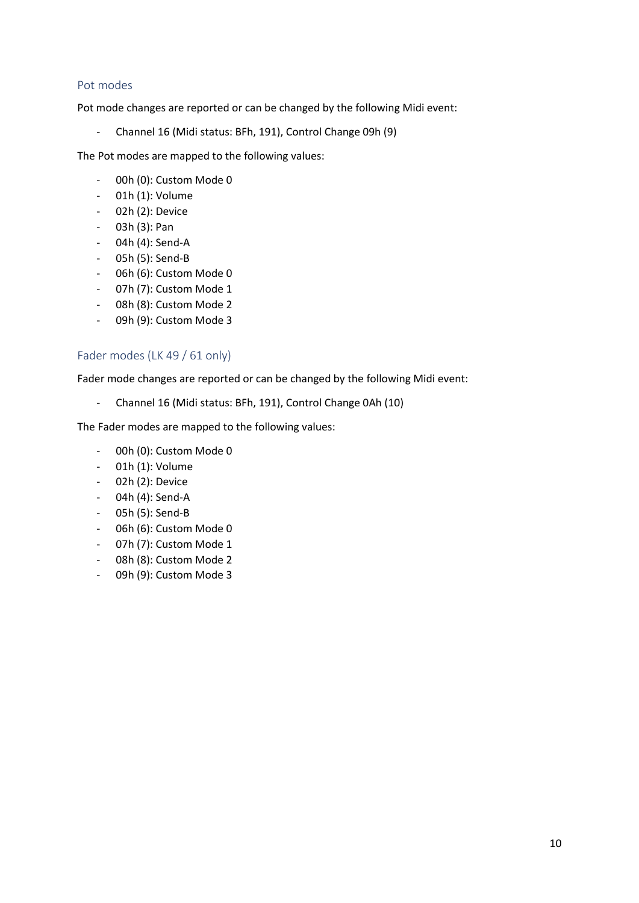## Pot modes

Pot mode changes are reported or can be changed by the following Midi event:

- Channel 16 (Midi status: BFh, 191), Control Change 09h (9)

The Pot modes are mapped to the following values:

- 00h (0): Custom Mode 0
- 01h (1): Volume
- 02h (2): Device
- 03h (3): Pan
- 04h (4): Send-A
- 05h (5): Send-B
- 06h (6): Custom Mode 0
- 07h (7): Custom Mode 1
- 08h (8): Custom Mode 2
- 09h (9): Custom Mode 3

## Fader modes (LK 49 / 61 only)

Fader mode changes are reported or can be changed by the following Midi event:

- Channel 16 (Midi status: BFh, 191), Control Change 0Ah (10)

The Fader modes are mapped to the following values:

- 00h (0): Custom Mode 0
- 01h (1): Volume
- 02h (2): Device
- 04h (4): Send-A
- 05h (5): Send-B
- 06h (6): Custom Mode 0
- 07h (7): Custom Mode 1
- 08h (8): Custom Mode 2
- 09h (9): Custom Mode 3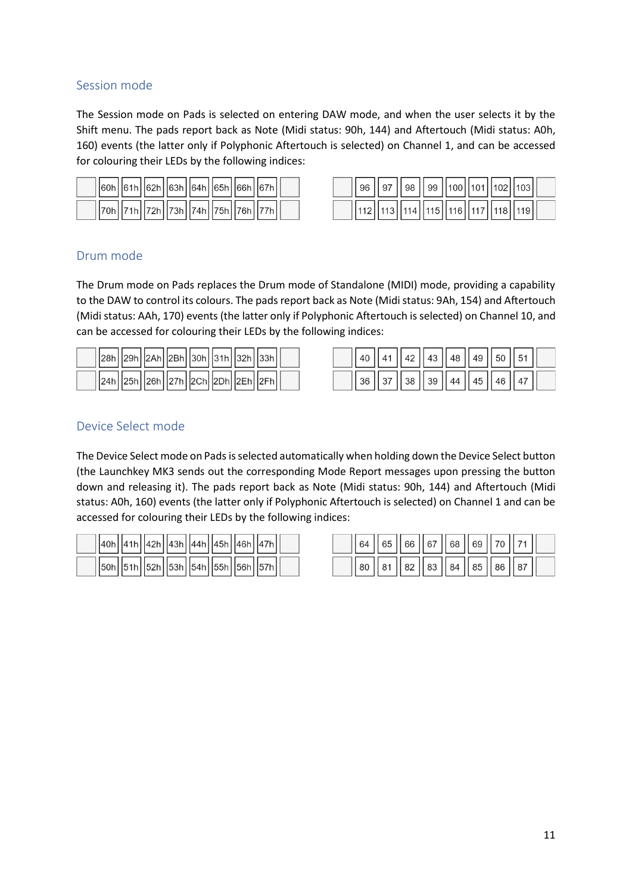## Session mode

The Session mode on Pads is selected on entering DAW mode, and when the user selects it by the Shift menu. The pads report back as Note (Midi status: 90h, 144) and Aftertouch (Midi status: A0h, 160) events (the latter only if Polyphonic Aftertouch is selected) on Channel 1, and can be accessed for colouring their LEDs by the following indices:

| | | | | | | | | |
|---|---|---|---|---|---|---|---|---|
| | 60h | 61h | 62h | 63h | 64h | 65h | 66h | 67h | |
| | 70h | 71h | 72h | 73h | 74h | 75h | 76h | 77h | |

| | | | | | | | | |
|---|---|---|---|---|---|---|---|---|
| | 96 | 97 | 98 | 99 | 100 | 101 | 102 | 103 | |
| | 112 | 113 | 114 | 115 | 116 | 117 | 118 | 119 | |

## Drum mode

The Drum mode on Pads replaces the Drum mode of Standalone (MIDI) mode, providing a capability to the DAW to control its colours. The pads report back as Note (Midi status: 9Ah, 154) and Aftertouch (Midi status: AAh, 170) events (the latter only if Polyphonic Aftertouch is selected) on Channel 10, and can be accessed for colouring their LEDs by the following indices:

| | | | | | | | | | |
|---|---|---|---|---|---|---|---|---|---|
| | 28h | 29h | 2Ah | 2Bh | 30h | 31h | 32h | 33h | |
| | 24h | 25h | 26h | 27h | 2Ch | 2Dh | 2Eh | 2Fh | |

| | | | | | | | | | |
|---|---|---|---|---|---|---|---|---|---|
| | 40 | 41 | 42 | 43 | 48 | 49 | 50 | 51 | |
| | 36 | 37 | 38 | 39 | 44 | 45 | 46 | 47 | |

## Device Select mode

The Device Select mode on Pads is selected automatically when holding down the Device Select button (the Launchkey MK3 sends out the corresponding Mode Report messages upon pressing the button down and releasing it). The pads report back as Note (Midi status: 90h, 144) and Aftertouch (Midi status: A0h, 160) events (the latter only if Polyphonic Aftertouch is selected) on Channel 1 and can be accessed for colouring their LEDs by the following indices:

| | | | | | | | | | |
|---|---|---|---|---|---|---|---|---|---|
| | 40h | 41h | 42h | 43h | 44h | 45h | 46h | 47h | |
| | 50h | 51h | 52h | 53h | 54h | 55h | 56h | 57h | |

| | | | | | | | | | |
|---|---|---|---|---|---|---|---|---|---|
| | 64 | 65 | 66 | 67 | 68 | 69 | 70 | 71 | |
| | 80 | 81 | 82 | 83 | 84 | 85 | 86 | 87 | |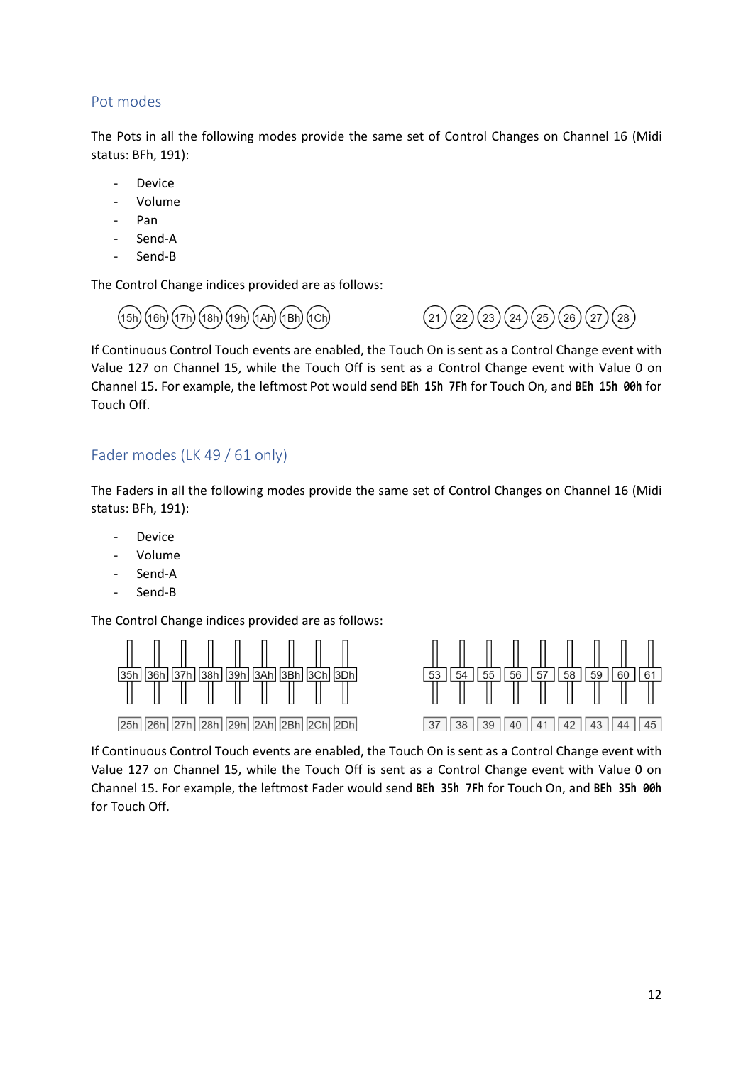## Pot modes

The Pots in all the following modes provide the same set of Control Changes on Channel 16 (Midi status: BFh, 191):

- Device
- Volume
- Pan
- Send-A
- Send-B

The Control Change indices provided are as follows:

| 15h | 16h | 17h | 18h | 19h | 1Ah | 1Bh | 1Ch |
|---|---|---|---|---|---|---|---|
| 21 | 22 | 23 | 24 | 25 | 26 | 27 | 28 |

If Continuous Control Touch events are enabled, the Touch On is sent as a Control Change event with Value 127 on Channel 15, while the Touch Off is sent as a Control Change event with Value 0 on Channel 15. For example, the leftmost Pot would send **BEh 15h 7Fh** for Touch On, and **BEh 15h 00h** for Touch Off.

## Fader modes (LK 49 / 61 only)

The Faders in all the following modes provide the same set of Control Changes on Channel 16 (Midi status: BFh, 191):

- Device
- Volume
- Send-A
- Send-B

The Control Change indices provided are as follows:

| 35h | 36h | 37h | 38h | 39h | 3Ah | 3Bh | 3Ch | 3Dh |
|---|---|---|---|---|---|---|---|---|
| 25h | 26h | 27h | 28h | 29h | 2Ah | 2Bh | 2Ch | 2Dh |

| 53 | 54 | 55 | 56 | 57 | 58 | 59 | 60 | 61 |
|---|---|---|---|---|---|---|---|---|
| 37 | 38 | 39 | 40 | 41 | 42 | 43 | 44 | 45 |

If Continuous Control Touch events are enabled, the Touch On is sent as a Control Change event with Value 127 on Channel 15, while the Touch Off is sent as a Control Change event with Value 0 on Channel 15. For example, the leftmost Fader would send **BEh 35h 7Fh** for Touch On, and **BEh 35h 00h** for Touch Off.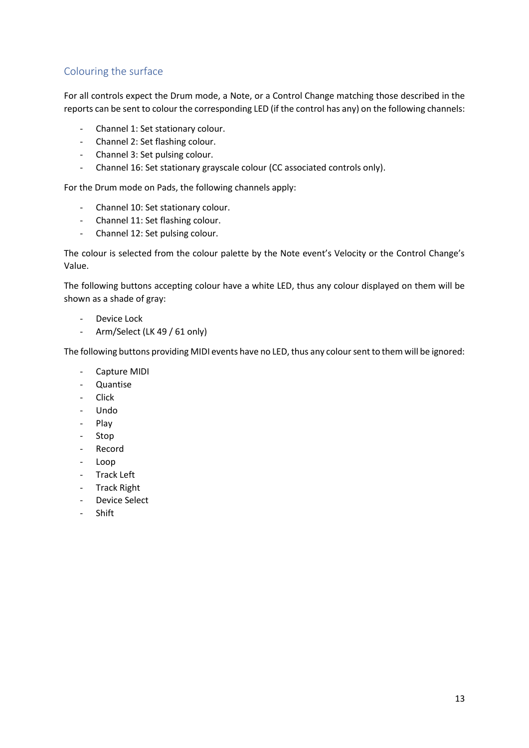## Colouring the surface

For all controls expect the Drum mode, a Note, or a Control Change matching those described in the reports can be sent to colour the corresponding LED (if the control has any) on the following channels:

- Channel 1: Set stationary colour.
- Channel 2: Set flashing colour.
- Channel 3: Set pulsing colour.
- Channel 16: Set stationary grayscale colour (CC associated controls only).

For the Drum mode on Pads, the following channels apply:

- Channel 10: Set stationary colour.
- Channel 11: Set flashing colour.
- Channel 12: Set pulsing colour.

The colour is selected from the colour palette by the Note event's Velocity or the Control Change's Value.

The following buttons accepting colour have a white LED, thus any colour displayed on them will be shown as a shade of gray:

- Device Lock
- Arm/Select (LK 49 / 61 only)

The following buttons providing MIDI events have no LED, thus any colour sent to them will be ignored:

- Capture MIDI
- Quantise
- Click
- Undo
- Play
- Stop
- Record
- Loop
- Track Left
- Track Right
- Device Select
- Shift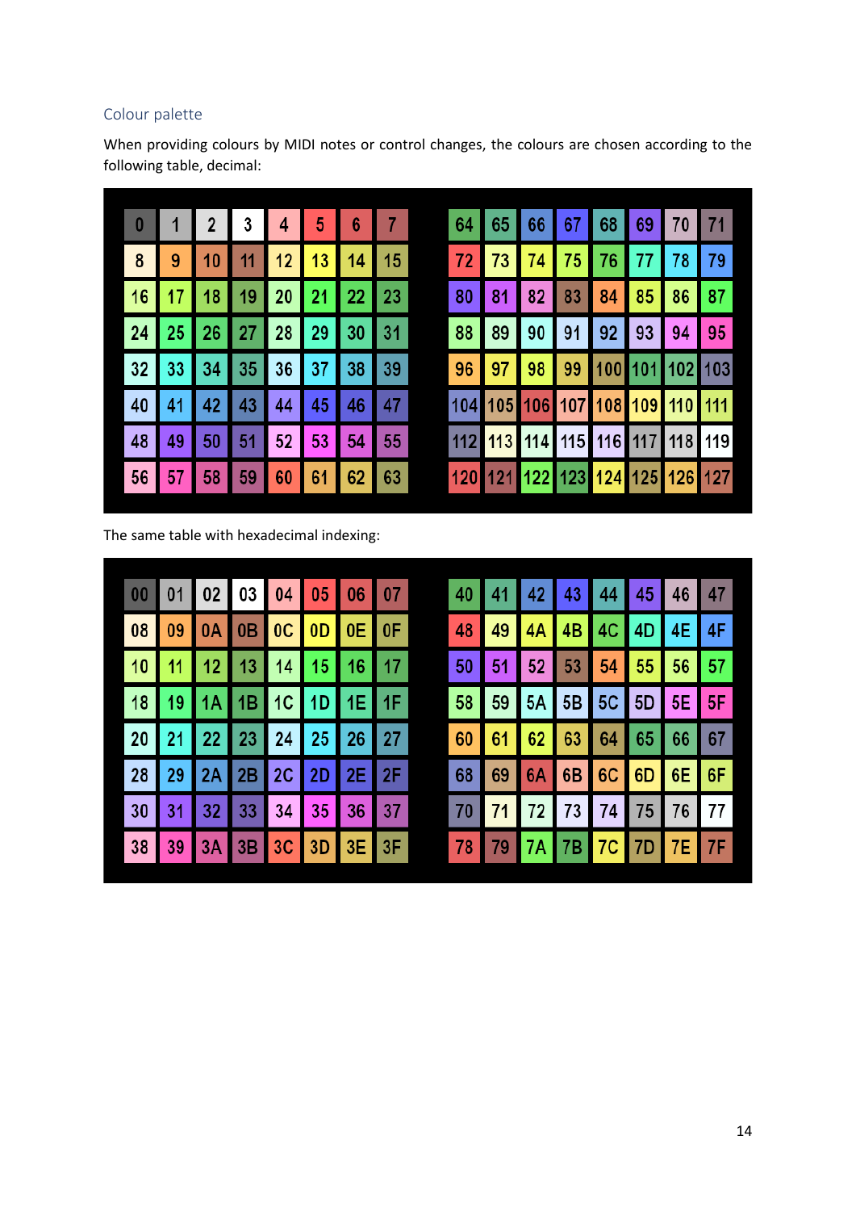## Colour palette

When providing colours by MIDI notes or control changes, the colours are chosen according to the following table, decimal:

| | | | | | | | | | | | | | | | |
|---|---|---|---|---|---|---|---|---|---|---|---|---|---|---|---|
| 0 | 1 | 2 | 3 | 4 | 5 | 6 | 7 | 64 | 65 | 66 | 67 | 68 | 69 | 70 | 71 |
| 8 | 9 | 10 | 11 | 12 | 13 | 14 | 15 | 72 | 73 | 74 | 75 | 76 | 77 | 78 | 79 |
| 16 | 17 | 18 | 19 | 20 | 21 | 22 | 23 | 80 | 81 | 82 | 83 | 84 | 85 | 86 | 87 |
| 24 | 25 | 26 | 27 | 28 | 29 | 30 | 31 | 88 | 89 | 90 | 91 | 92 | 93 | 94 | 95 |
| 32 | 33 | 34 | 35 | 36 | 37 | 38 | 39 | 96 | 97 | 98 | 99 | 100 | 101 | 102 | 103 |
| 40 | 41 | 42 | 43 | 44 | 45 | 46 | 47 | 104 | 105 | 106 | 107 | 108 | 109 | 110 | 111 |
| 48 | 49 | 50 | 51 | 52 | 53 | 54 | 55 | 112 | 113 | 114 | 115 | 116 | 117 | 118 | 119 |
| 56 | 57 | 58 | 59 | 60 | 61 | 62 | 63 | 120 | 121 | 122 | 123 | 124 | 125 | 126 | 127 |

The same table with hexadecimal indexing:

| | | | | | | | | | | | | | | | |
|---|---|---|---|---|---|---|---|---|---|---|---|---|---|---|---|
| 00 | 01 | 02 | 03 | 04 | 05 | 06 | 07 | 40 | 41 | 42 | 43 | 44 | 45 | 46 | 47 |
| 08 | 09 | 0A | 0B | 0C | 0D | 0E | 0F | 48 | 49 | 4A | 4B | 4C | 4D | 4E | 4F |
| 10 | 11 | 12 | 13 | 14 | 15 | 16 | 17 | 50 | 51 | 52 | 53 | 54 | 55 | 56 | 57 |
| 18 | 19 | 1A | 1B | 1C | 1D | 1E | 1F | 58 | 59 | 5A | 5B | 5C | 5D | 5E | 5F |
| 20 | 21 | 22 | 23 | 24 | 25 | 26 | 27 | 60 | 61 | 62 | 63 | 64 | 65 | 66 | 67 |
| 28 | 29 | 2A | 2B | 2C | 2D | 2E | 2F | 68 | 69 | 6A | 6B | 6C | 6D | 6E | 6F |
| 30 | 31 | 32 | 33 | 34 | 35 | 36 | 37 | 70 | 71 | 72 | 73 | 74 | 75 | 76 | 77 |
| 38 | 39 | 3A | 3B | 3C | 3D | 3E | 3F | 78 | 79 | 7A | 7B | 7C | 7D | 7E | 7F |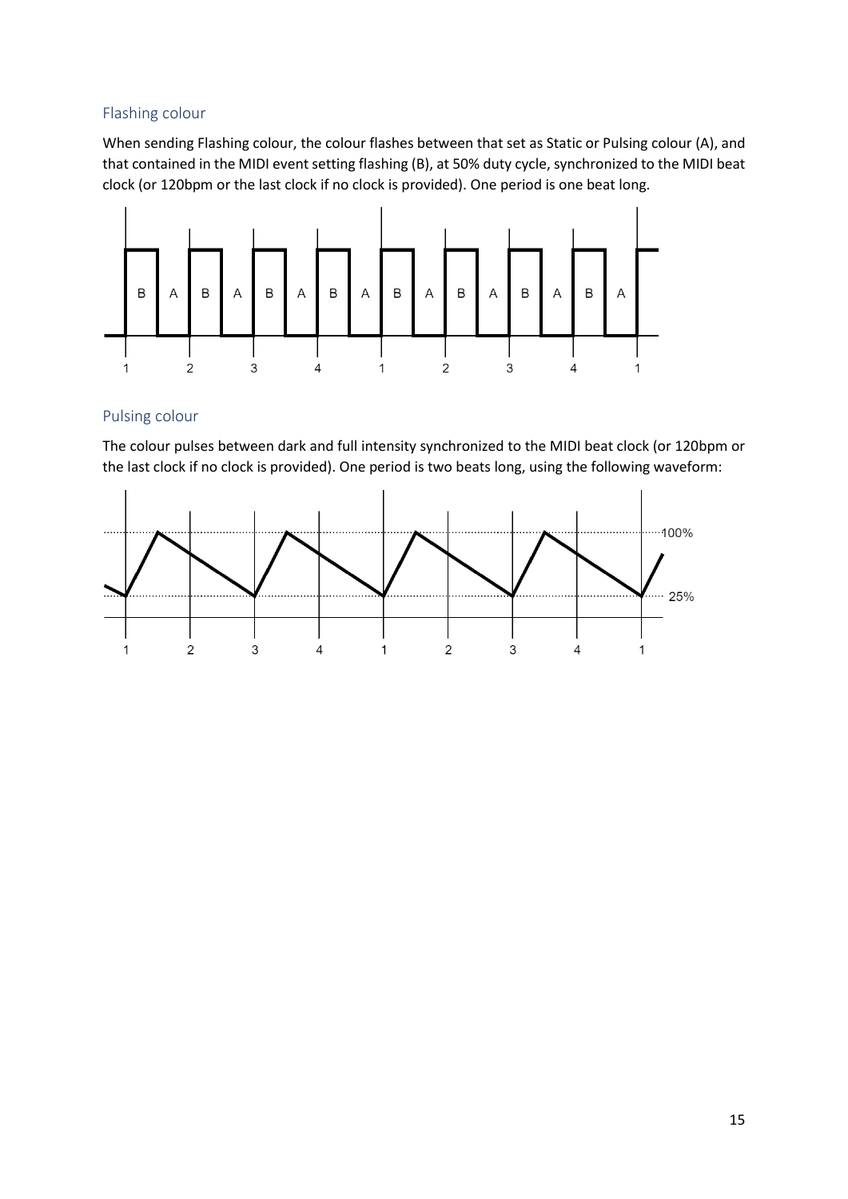## Flashing colour

When sending Flashing colour, the colour flashes between that set as Static or Pulsing colour (A), and that contained in the MIDI event setting flashing (B), at 50% duty cycle, synchronized to the MIDI beat clock (or 120bpm or the last clock if no clock is provided). One period is one beat long.

## Pulsing colour

The colour pulses between dark and full intensity synchronized to the MIDI beat clock (or 120bpm or the last clock if no clock is provided). One period is two beats long, using the following waveform: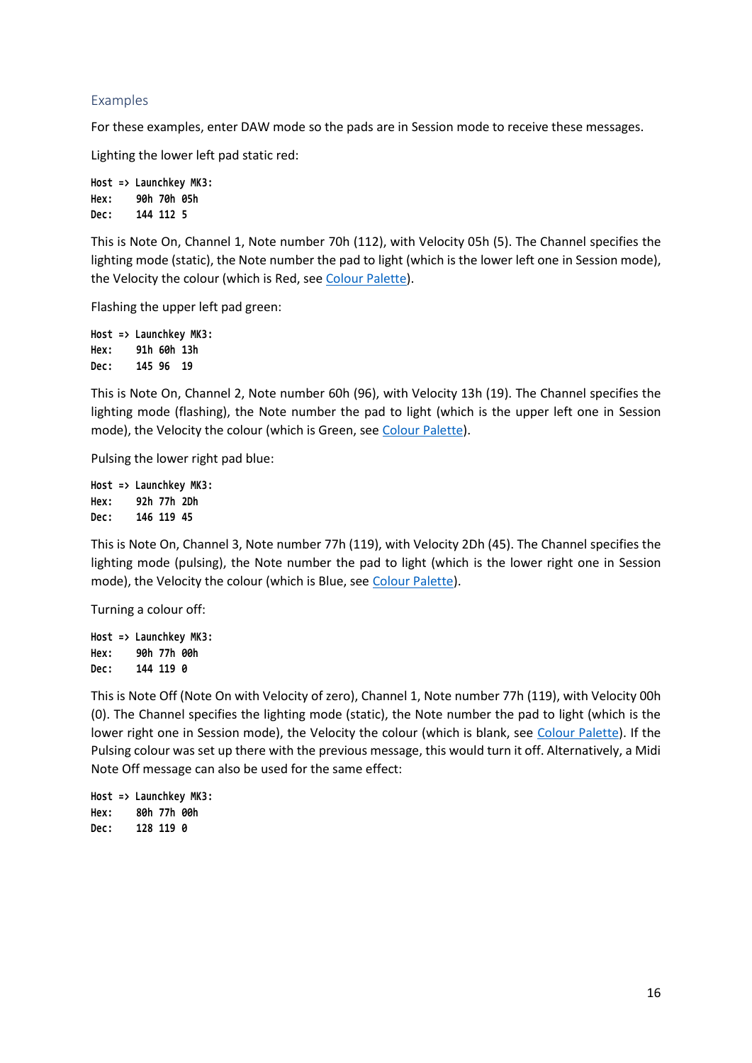### Examples

For these examples, enter DAW mode so the pads are in Session mode to receive these messages.

Lighting the lower left pad static red:

```
Host => Launchkey MK3:
Hex:    90h 70h 05h
Dec:    144 112 5
```

This is Note On, Channel 1, Note number 70h (112), with Velocity 05h (5). The Channel specifies the lighting mode (static), the Note number the pad to light (which is the lower left one in Session mode), the Velocity the colour (which is Red, see Colour Palette).

Flashing the upper left pad green:

```
Host => Launchkey MK3:
Hex:    91h 60h 13h
Dec:    145 96  19
```

This is Note On, Channel 2, Note number 60h (96), with Velocity 13h (19). The Channel specifies the lighting mode (flashing), the Note number the pad to light (which is the upper left one in Session mode), the Velocity the colour (which is Green, see Colour Palette).

Pulsing the lower right pad blue:

```
Host => Launchkey MK3:
Hex:    92h 77h 2Dh
Dec:    146 119 45
```

This is Note On, Channel 3, Note number 77h (119), with Velocity 2Dh (45). The Channel specifies the lighting mode (pulsing), the Note number the pad to light (which is the lower right one in Session mode), the Velocity the colour (which is Blue, see Colour Palette).

Turning a colour off:

```
Host => Launchkey MK3:
Hex:    90h 77h 00h
Dec:    144 119 0
```

This is Note Off (Note On with Velocity of zero), Channel 1, Note number 77h (119), with Velocity 00h (0). The Channel specifies the lighting mode (static), the Note number the pad to light (which is the lower right one in Session mode), the Velocity the colour (which is blank, see Colour Palette). If the Pulsing colour was set up there with the previous message, this would turn it off. Alternatively, a Midi Note Off message can also be used for the same effect:

```
Host => Launchkey MK3:
Hex:    80h 77h 00h
Dec:    128 119 0
```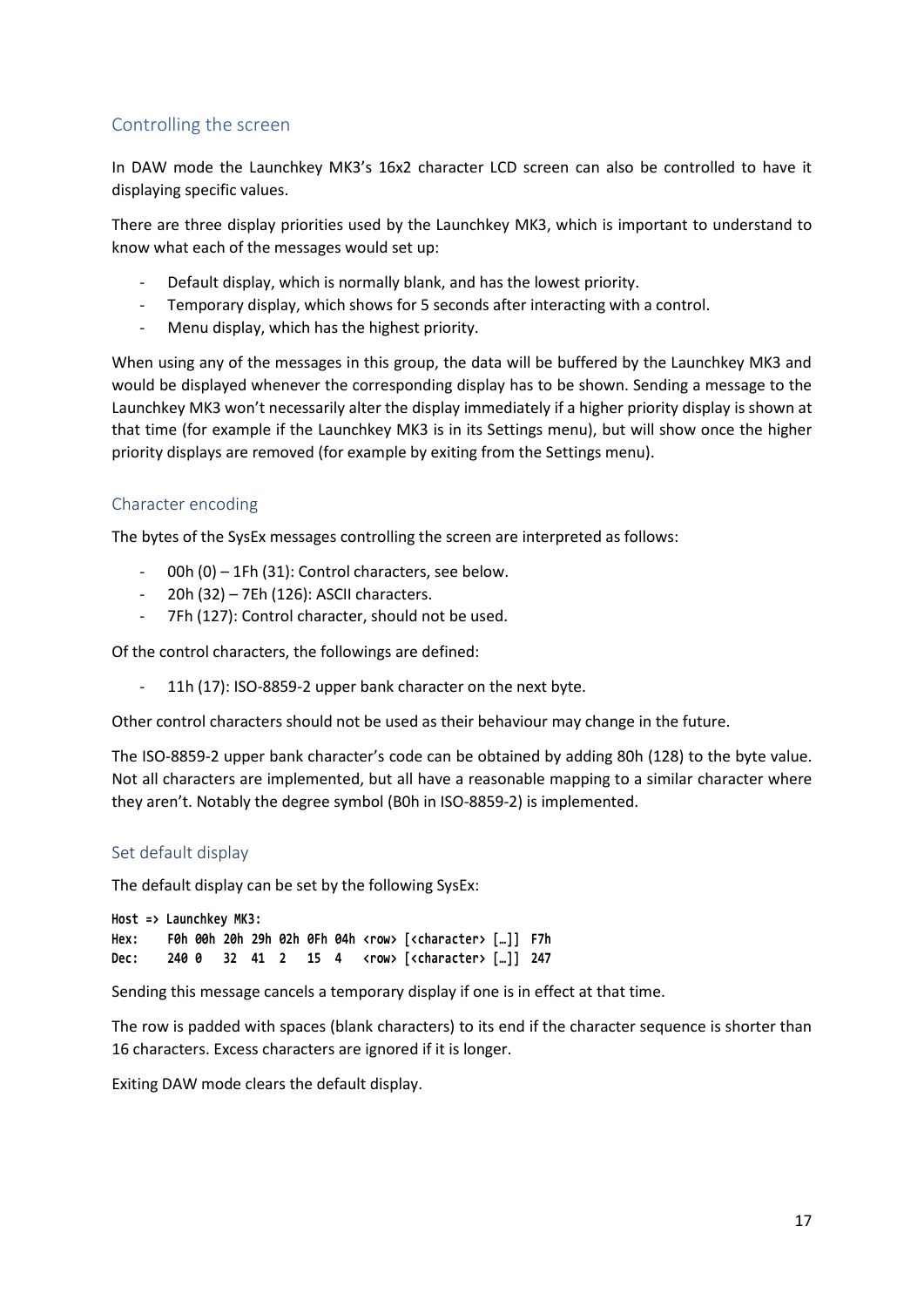## Controlling the screen

In DAW mode the Launchkey MK3's 16x2 character LCD screen can also be controlled to have it displaying specific values.

There are three display priorities used by the Launchkey MK3, which is important to understand to know what each of the messages would set up:

- Default display, which is normally blank, and has the lowest priority.
- Temporary display, which shows for 5 seconds after interacting with a control.
- Menu display, which has the highest priority.

When using any of the messages in this group, the data will be buffered by the Launchkey MK3 and would be displayed whenever the corresponding display has to be shown. Sending a message to the Launchkey MK3 won't necessarily alter the display immediately if a higher priority display is shown at that time (for example if the Launchkey MK3 is in its Settings menu), but will show once the higher priority displays are removed (for example by exiting from the Settings menu).

## Character encoding

The bytes of the SysEx messages controlling the screen are interpreted as follows:

- 00h (0) – 1Fh (31): Control characters, see below.
- 20h (32) – 7Eh (126): ASCII characters.
- 7Fh (127): Control character, should not be used.

Of the control characters, the followings are defined:

- 11h (17): ISO-8859-2 upper bank character on the next byte.

Other control characters should not be used as their behaviour may change in the future.

The ISO-8859-2 upper bank character's code can be obtained by adding 80h (128) to the byte value. Not all characters are implemented, but all have a reasonable mapping to a similar character where they aren't. Notably the degree symbol (B0h in ISO-8859-2) is implemented.

## Set default display

The default display can be set by the following SysEx:

```
Host => Launchkey MK3:
Hex:    F0h 00h 20h 29h 02h 0Fh 04h <row> [<character> […]]  F7h
Dec:    240 0   32  41  2   15  4   <row> [<character> […]]  247
```

Sending this message cancels a temporary display if one is in effect at that time.

The row is padded with spaces (blank characters) to its end if the character sequence is shorter than 16 characters. Excess characters are ignored if it is longer.

Exiting DAW mode clears the default display.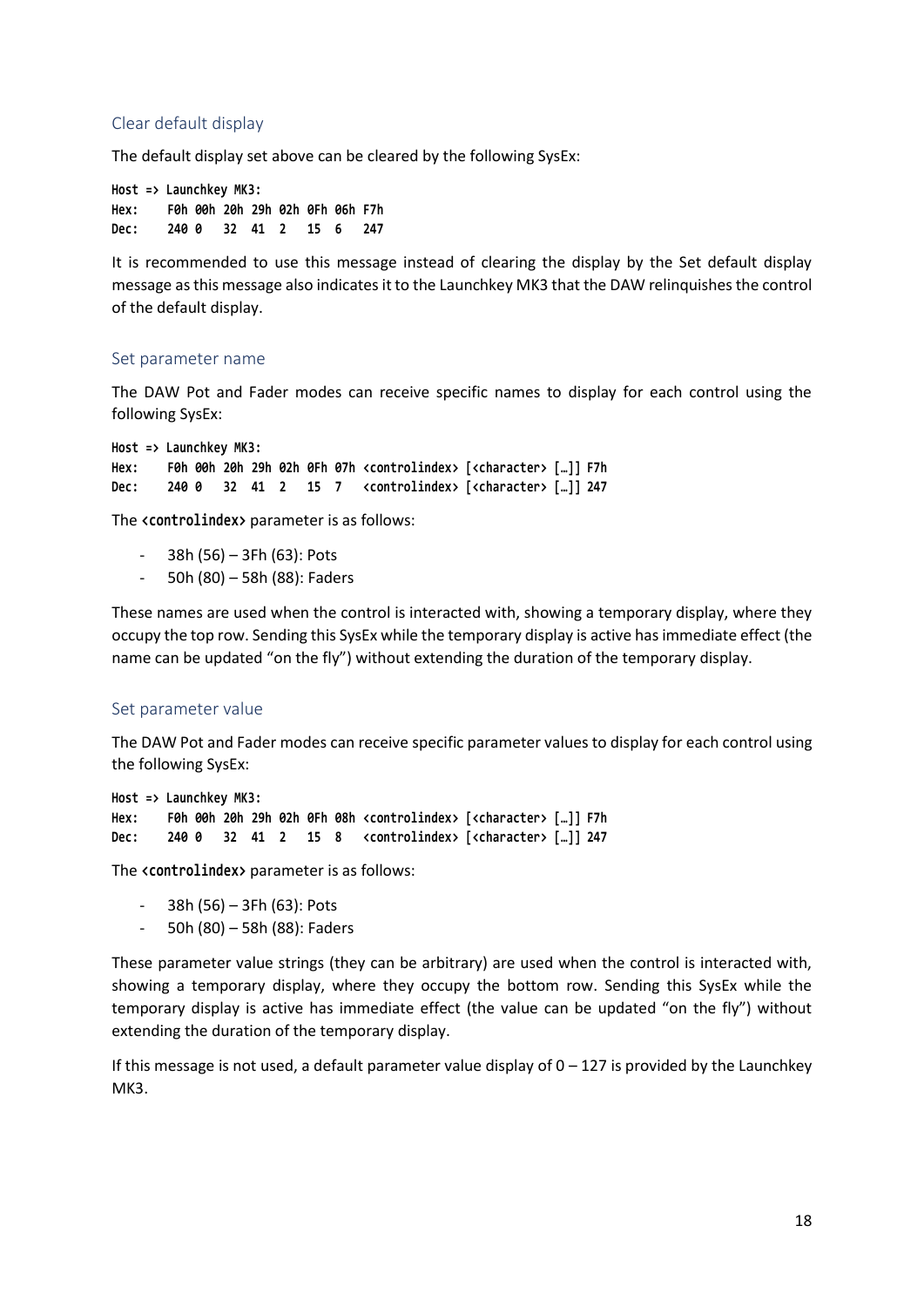### Clear default display

The default display set above can be cleared by the following SysEx:

```
Host => Launchkey MK3:
Hex:    F0h 00h 20h 29h 02h 0Fh 06h F7h
Dec:    240 0   32  41  2   15  6   247
```

It is recommended to use this message instead of clearing the display by the Set default display message as this message also indicates it to the Launchkey MK3 that the DAW relinquishes the control of the default display.

### Set parameter name

The DAW Pot and Fader modes can receive specific names to display for each control using the following SysEx:

```
Host => Launchkey MK3:
Hex:    F0h 00h 20h 29h 02h 0Fh 07h <controlindex> [<character> […]] F7h
Dec:    240 0   32  41  2   15  7   <controlindex> [<character> […]] 247
```

The **<controlindex>** parameter is as follows:

- 38h (56) – 3Fh (63): Pots
- 50h (80) – 58h (88): Faders

These names are used when the control is interacted with, showing a temporary display, where they occupy the top row. Sending this SysEx while the temporary display is active has immediate effect (the name can be updated "on the fly") without extending the duration of the temporary display.

### Set parameter value

The DAW Pot and Fader modes can receive specific parameter values to display for each control using the following SysEx:

```
Host => Launchkey MK3:
Hex:    F0h 00h 20h 29h 02h 0Fh 08h <controlindex> [<character> […]] F7h
Dec:    240 0   32  41  2   15  8   <controlindex> [<character> […]] 247
```

The **<controlindex>** parameter is as follows:

- 38h (56) – 3Fh (63): Pots
- 50h (80) – 58h (88): Faders

These parameter value strings (they can be arbitrary) are used when the control is interacted with, showing a temporary display, where they occupy the bottom row. Sending this SysEx while the temporary display is active has immediate effect (the value can be updated "on the fly") without extending the duration of the temporary display.

If this message is not used, a default parameter value display of 0 – 127 is provided by the Launchkey MK3.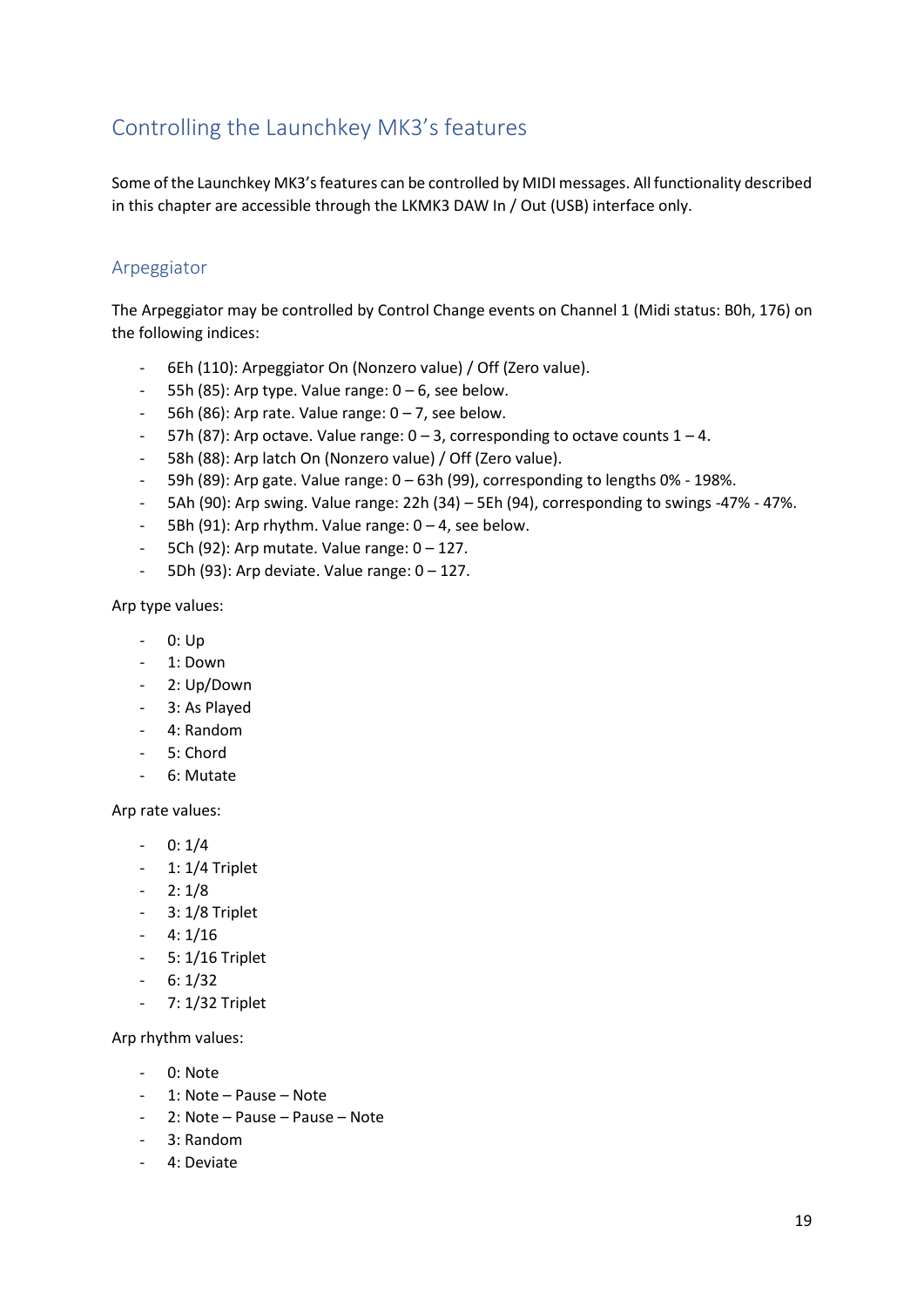## Controlling the Launchkey MK3's features

Some of the Launchkey MK3's features can be controlled by MIDI messages. All functionality described in this chapter are accessible through the LKMK3 DAW In / Out (USB) interface only.

### Arpeggiator

The Arpeggiator may be controlled by Control Change events on Channel 1 (Midi status: B0h, 176) on the following indices:

- 6Eh (110): Arpeggiator On (Nonzero value) / Off (Zero value).
- 55h (85): Arp type. Value range: 0 – 6, see below.
- 56h (86): Arp rate. Value range: 0 – 7, see below.
- 57h (87): Arp octave. Value range: 0 – 3, corresponding to octave counts 1 – 4.
- 58h (88): Arp latch On (Nonzero value) / Off (Zero value).
- 59h (89): Arp gate. Value range: 0 – 63h (99), corresponding to lengths 0% - 198%.
- 5Ah (90): Arp swing. Value range: 22h (34) – 5Eh (94), corresponding to swings -47% - 47%.
- 5Bh (91): Arp rhythm. Value range: 0 – 4, see below.
- 5Ch (92): Arp mutate. Value range: 0 – 127.
- 5Dh (93): Arp deviate. Value range: 0 – 127.

Arp type values:

- 0: Up
- 1: Down
- 2: Up/Down
- 3: As Played
- 4: Random
- 5: Chord
- 6: Mutate

Arp rate values:

- 0: 1/4
- 1: 1/4 Triplet
- 2: 1/8
- 3: 1/8 Triplet
- 4: 1/16
- 5: 1/16 Triplet
- 6: 1/32
- 7: 1/32 Triplet

Arp rhythm values:

- 0: Note
- 1: Note – Pause – Note
- 2: Note – Pause – Pause – Note
- 3: Random
- 4: Deviate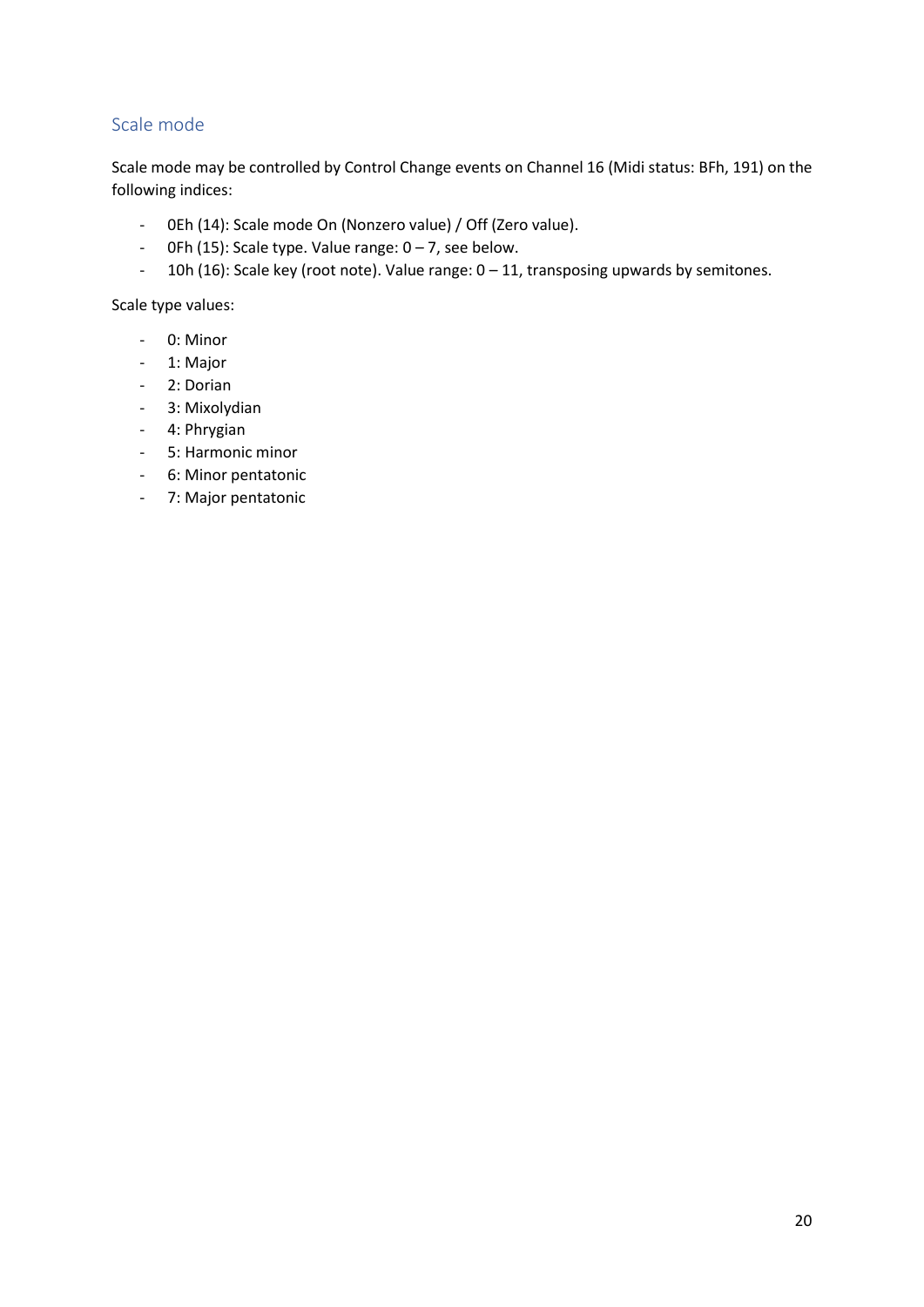## Scale mode

Scale mode may be controlled by Control Change events on Channel 16 (Midi status: BFh, 191) on the following indices:

- 0Eh (14): Scale mode On (Nonzero value) / Off (Zero value).
- 0Fh (15): Scale type. Value range: 0 – 7, see below.
- 10h (16): Scale key (root note). Value range: 0 – 11, transposing upwards by semitones.

Scale type values:

- 0: Minor
- 1: Major
- 2: Dorian
- 3: Mixolydian
- 4: Phrygian
- 5: Harmonic minor
- 6: Minor pentatonic
- 7: Major pentatonic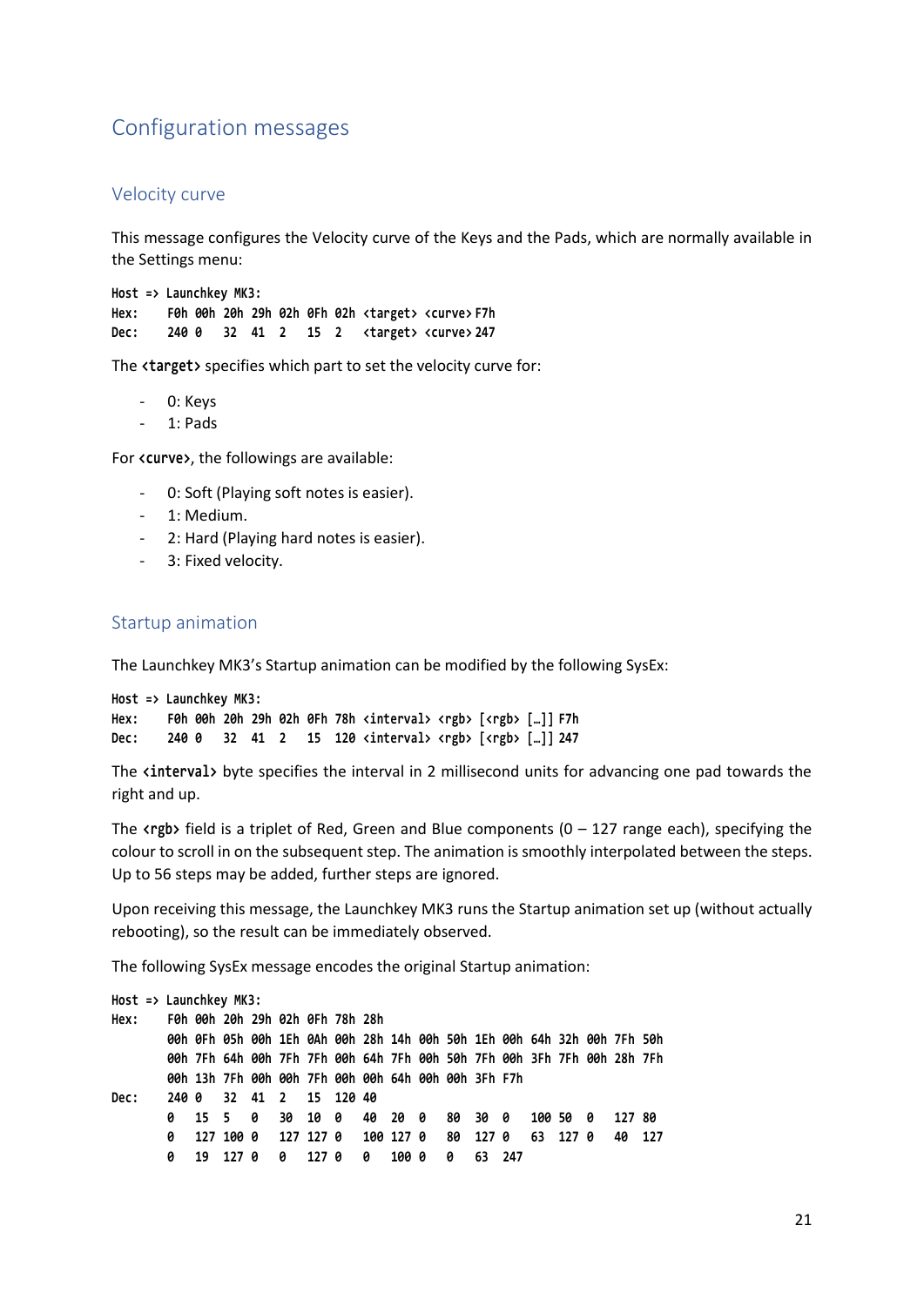## Configuration messages

### Velocity curve

This message configures the Velocity curve of the Keys and the Pads, which are normally available in the Settings menu:

```
Host => Launchkey MK3:
Hex:    F0h 00h 20h 29h 02h 0Fh 02h <target> <curve> F7h
Dec:    240 0   32  41  2   15  2   <target> <curve> 247
```

The **<target>** specifies which part to set the velocity curve for:

- 0: Keys
- 1: Pads

For **<curve>**, the followings are available:

- 0: Soft (Playing soft notes is easier).
- 1: Medium.
- 2: Hard (Playing hard notes is easier).
- 3: Fixed velocity.

### Startup animation

The Launchkey MK3's Startup animation can be modified by the following SysEx:

```
Host => Launchkey MK3:
Hex:    F0h 00h 20h 29h 02h 0Fh 78h <interval> <rgb> [<rgb> […]] F7h
Dec:    240 0   32  41  2   15  120 <interval> <rgb> [<rgb> […]] 247
```

The **<interval>** byte specifies the interval in 2 millisecond units for advancing one pad towards the right and up.

The **<rgb>** field is a triplet of Red, Green and Blue components (0 – 127 range each), specifying the colour to scroll in on the subsequent step. The animation is smoothly interpolated between the steps. Up to 56 steps may be added, further steps are ignored.

Upon receiving this message, the Launchkey MK3 runs the Startup animation set up (without actually rebooting), so the result can be immediately observed.

The following SysEx message encodes the original Startup animation:

```
Host => Launchkey MK3:
Hex:    F0h 00h 20h 29h 02h 0Fh 78h 28h
        00h 0Fh 05h 00h 1Eh 0Ah 00h 28h 14h 00h 50h 1Eh 00h 64h 32h 00h 7Fh 50h
        00h 7Fh 64h 00h 7Fh 7Fh 00h 64h 7Fh 00h 50h 7Fh 00h 3Fh 7Fh 00h 28h 7Fh
        00h 13h 7Fh 00h 00h 7Fh 00h 00h 64h 00h 00h 3Fh F7h
Dec:    240 0   32  41  2   15  120 40
        0   15  5   0   30  10  0   40  20  0   80  30  0   100 50  0   127 80
        0   127 100 0   127 127 0   100 127 0   80  127 0   63  127 0   40  127
        0   19  127 0   0   127 0   0   100 0   0   63  247
```